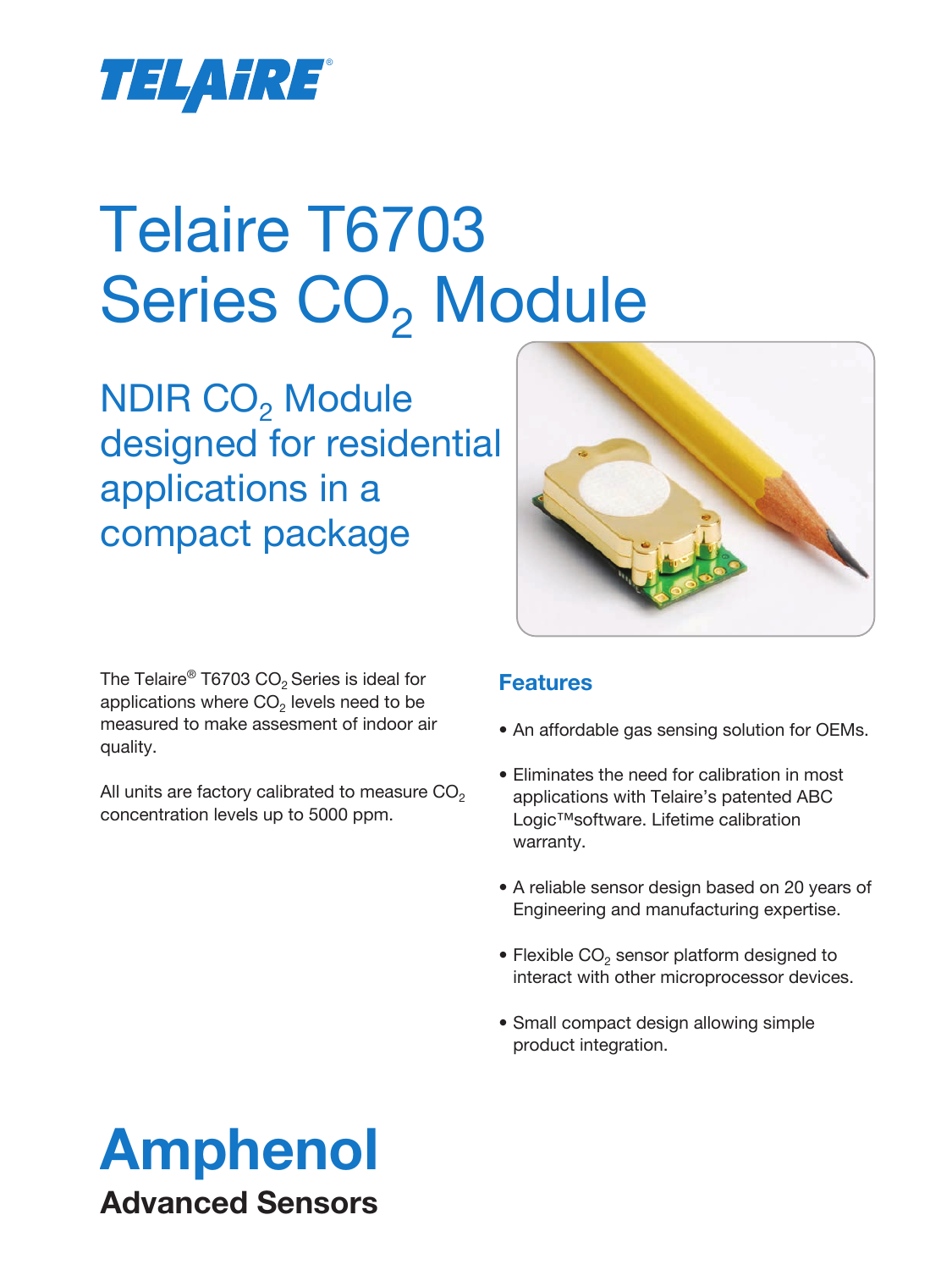TELAIRE®

# Telaire T6703 Series $CO_2$ Module

## NDIR $CO_2$ Module designed for residential applications in a compact package

The Telaire® T6703 $CO_2$ Series is ideal for applications where $CO_2$ levels need to be measured to make assesment of indoor air quality.

All units are factory calibrated to measure $CO_2$ concentration levels up to 5000 ppm.

### Features

- An affordable gas sensing solution for OEMs.
- Eliminates the need for calibration in most applications with Telaire's patented ABC Logic™software. Lifetime calibration warranty.
- A reliable sensor design based on 20 years of Engineering and manufacturing expertise.
- Flexible $CO_2$ sensor platform designed to interact with other microprocessor devices.
- Small compact design allowing simple product integration.

**Amphenol**
**Advanced Sensors**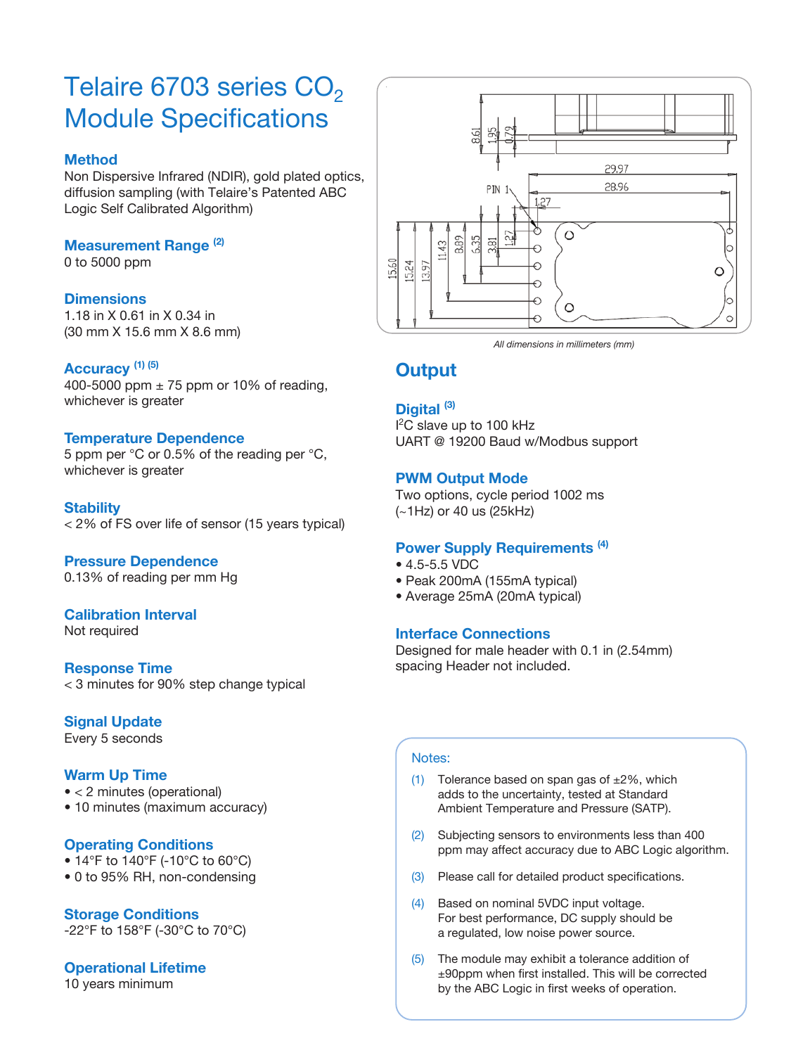# Telaire 6703 series $CO_2$ Module Specifications

### Method

Non Dispersive Infrared (NDIR), gold plated optics, diffusion sampling (with Telaire's Patented ABC Logic Self Calibrated Algorithm)

### Measurement Range [2]

0 to 5000 ppm

### Dimensions

1.18 in X 0.61 in X 0.34 in
(30 mm X 15.6 mm X 8.6 mm)

### Accuracy [1] [5]

400-5000 ppm ± 75 ppm or 10% of reading, whichever is greater

### Temperature Dependence

5 ppm per °C or 0.5% of the reading per °C, whichever is greater

### Stability

< 2% of FS over life of sensor (15 years typical)

### Pressure Dependence

0.13% of reading per mm Hg

### Calibration Interval

Not required

### Response Time

< 3 minutes for 90% step change typical

### Signal Update

Every 5 seconds

### Warm Up Time

- < 2 minutes (operational)
- 10 minutes (maximum accuracy)

### Operating Conditions

- 14°F to 140°F (-10°C to 60°C)
- 0 to 95% RH, non-condensing

### Storage Conditions

-22°F to 158°F (-30°C to 70°C)

### Operational Lifetime

10 years minimum

*All dimensions in millimeters (mm)*

## Output

### Digital [3]

$I^2C$ slave up to 100 kHz
UART @ 19200 Baud w/Modbus support

### PWM Output Mode

Two options, cycle period 1002 ms (~1Hz) or 40 us (25kHz)

### Power Supply Requirements [4]

- 4.5-5.5 VDC
- Peak 200mA (155mA typical)
- Average 25mA (20mA typical)

### Interface Connections

Designed for male header with 0.1 in (2.54mm) spacing Header not included.

Notes:

(1) Tolerance based on span gas of ±2%, which adds to the uncertainty, tested at Standard Ambient Temperature and Pressure (SATP).

(2) Subjecting sensors to environments less than 400 ppm may affect accuracy due to ABC Logic algorithm.

(3) Please call for detailed product specifications.

(4) Based on nominal 5VDC input voltage. For best performance, DC supply should be a regulated, low noise power source.

(5) The module may exhibit a tolerance addition of ±90ppm when first installed. This will be corrected by the ABC Logic in first weeks of operation.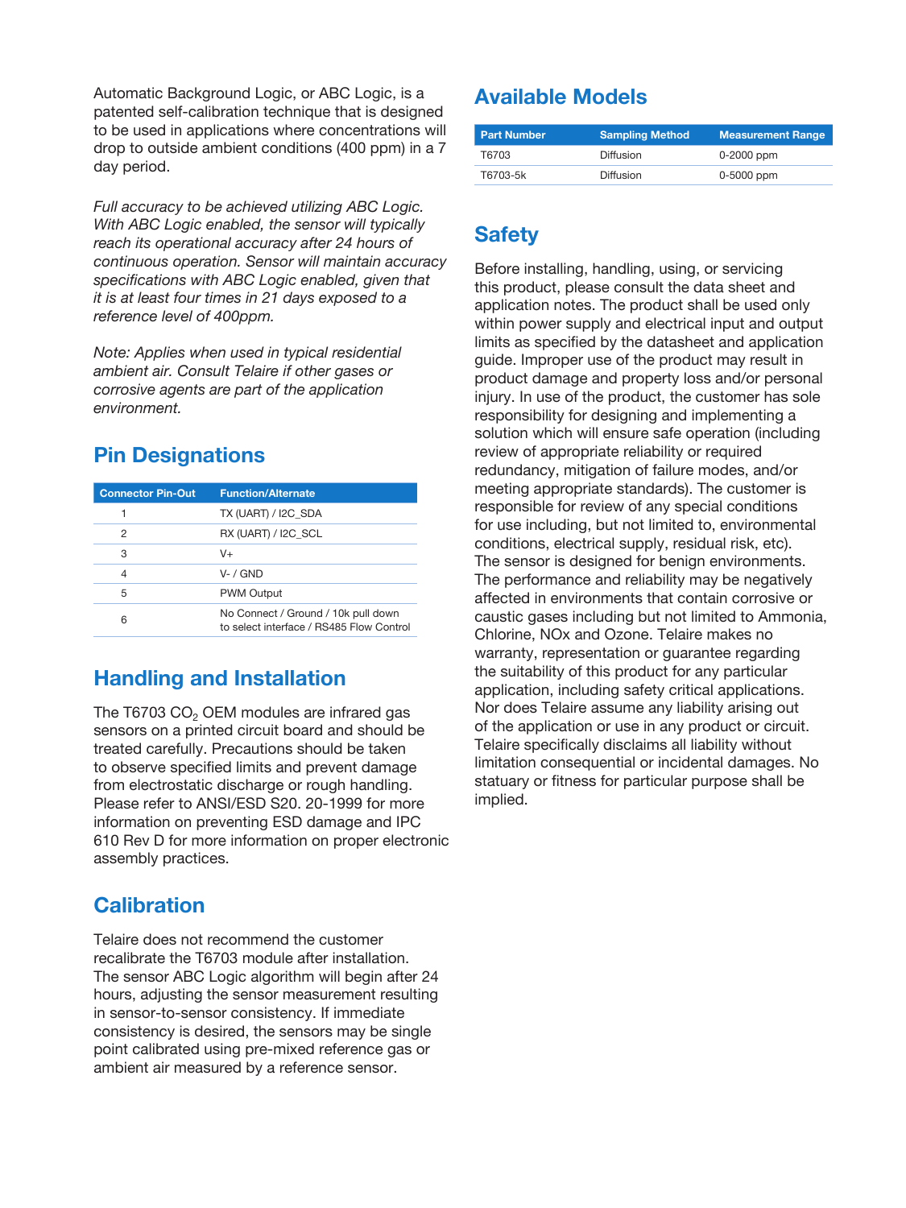Automatic Background Logic, or ABC Logic, is a patented self-calibration technique that is designed to be used in applications where concentrations will drop to outside ambient conditions (400 ppm) in a 7 day period.

*Full accuracy to be achieved utilizing ABC Logic. With ABC Logic enabled, the sensor will typically reach its operational accuracy after 24 hours of continuous operation. Sensor will maintain accuracy specifications with ABC Logic enabled, given that it is at least four times in 21 days exposed to a reference level of 400ppm.*

*Note: Applies when used in typical residential ambient air. Consult Telaire if other gases or corrosive agents are part of the application environment.*

## Pin Designations

| Connector Pin-Out | Function/Alternate |
|---|---|
| 1 | TX (UART) / I2C_SDA |
| 2 | RX (UART) / I2C_SCL |
| 3 | V+ |
| 4 | V- / GND |
| 5 | PWM Output |
| 6 | No Connect / Ground / 10k pull down to select interface / RS485 Flow Control |

## Handling and Installation

The T6703 $CO_2$ OEM modules are infrared gas sensors on a printed circuit board and should be treated carefully. Precautions should be taken to observe specified limits and prevent damage from electrostatic discharge or rough handling. Please refer to ANSI/ESD S20. 20-1999 for more information on preventing ESD damage and IPC 610 Rev D for more information on proper electronic assembly practices.

## Calibration

Telaire does not recommend the customer recalibrate the T6703 module after installation. The sensor ABC Logic algorithm will begin after 24 hours, adjusting the sensor measurement resulting in sensor-to-sensor consistency. If immediate consistency is desired, the sensors may be single point calibrated using pre-mixed reference gas or ambient air measured by a reference sensor.

## Available Models

| Part Number | Sampling Method | Measurement Range |
|---|---|---|
| T6703 | Diffusion | 0-2000 ppm |
| T6703-5k | Diffusion | 0-5000 ppm |

## Safety

Before installing, handling, using, or servicing this product, please consult the data sheet and application notes. The product shall be used only within power supply and electrical input and output limits as specified by the datasheet and application guide. Improper use of the product may result in product damage and property loss and/or personal injury. In use of the product, the customer has sole responsibility for designing and implementing a solution which will ensure safe operation (including review of appropriate reliability or required redundancy, mitigation of failure modes, and/or meeting appropriate standards). The customer is responsible for review of any special conditions for use including, but not limited to, environmental conditions, electrical supply, residual risk, etc). The sensor is designed for benign environments. The performance and reliability may be negatively affected in environments that contain corrosive or caustic gases including but not limited to Ammonia, Chlorine, NOx and Ozone. Telaire makes no warranty, representation or guarantee regarding the suitability of this product for any particular application, including safety critical applications. Nor does Telaire assume any liability arising out of the application or use in any product or circuit. Telaire specifically disclaims all liability without limitation consequential or incidental damages. No statuary or fitness for particular purpose shall be implied.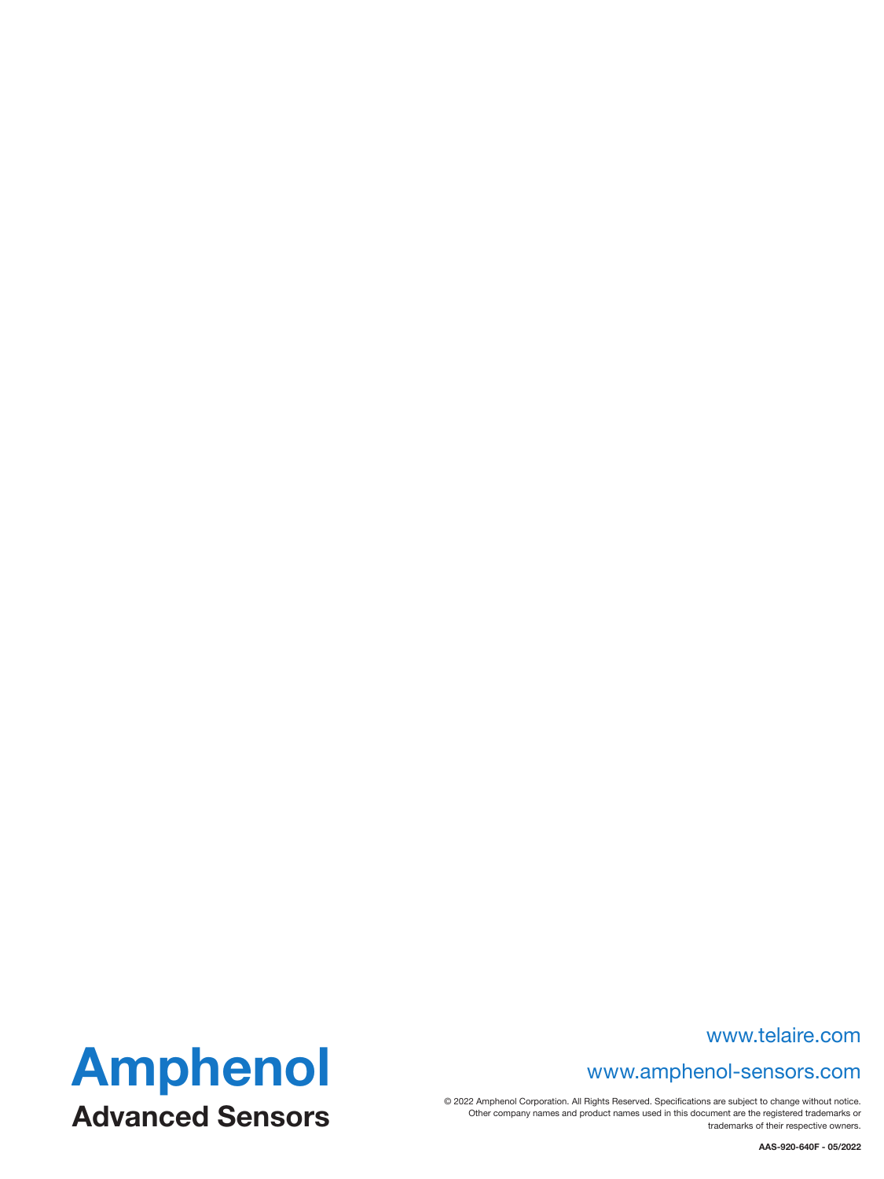**Amphenol**

**Advanced Sensors**

www.telaire.com

www.amphenol-sensors.com

© 2022 Amphenol Corporation. All Rights Reserved. Specifications are subject to change without notice. Other company names and product names used in this document are the registered trademarks or trademarks of their respective owners.

**AAS-920-640F - 05/2022**